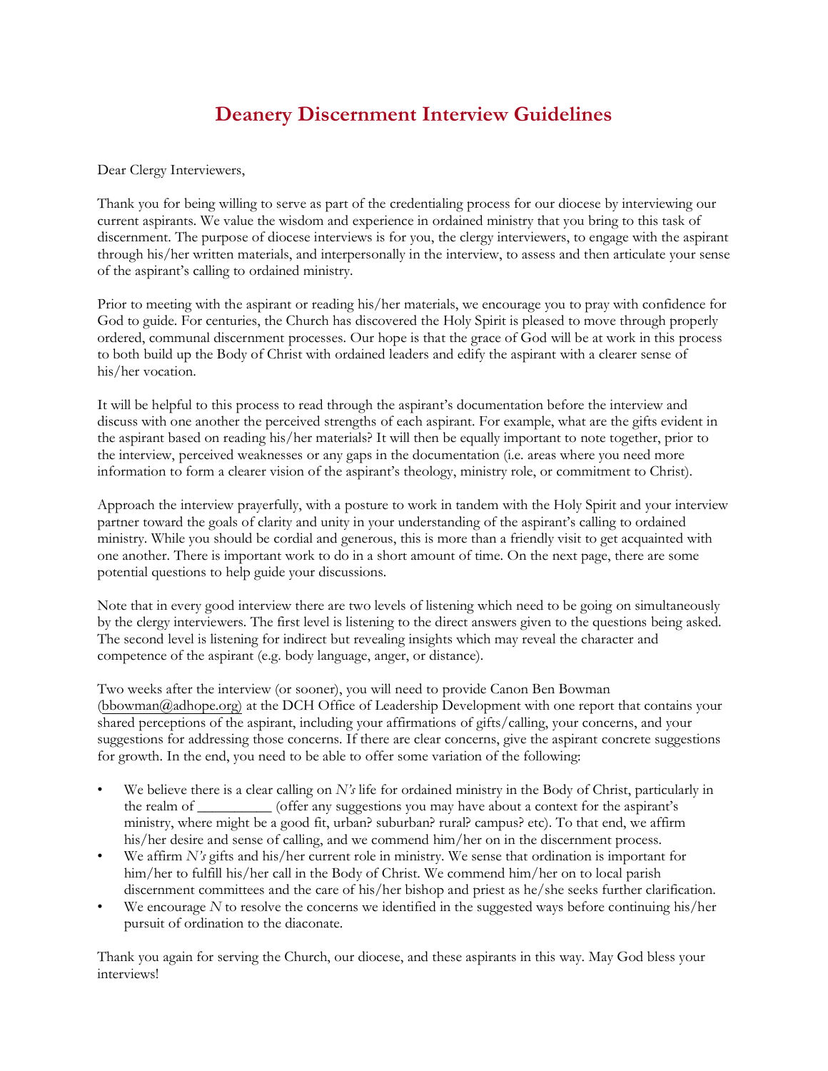# Deanery Discernment Interview Guidelines

Dear Clergy Interviewers,

Thank you for being willing to serve as part of the credentialing process for our diocese by interviewing our current aspirants. We value the wisdom and experience in ordained ministry that you bring to this task of discernment. The purpose of diocese interviews is for you, the clergy interviewers, to engage with the aspirant through his/her written materials, and interpersonally in the interview, to assess and then articulate your sense of the aspirant's calling to ordained ministry.

Prior to meeting with the aspirant or reading his/her materials, we encourage you to pray with confidence for God to guide. For centuries, the Church has discovered the Holy Spirit is pleased to move through properly ordered, communal discernment processes. Our hope is that the grace of God will be at work in this process to both build up the Body of Christ with ordained leaders and edify the aspirant with a clearer sense of his/her vocation.

It will be helpful to this process to read through the aspirant's documentation before the interview and discuss with one another the perceived strengths of each aspirant. For example, what are the gifts evident in the aspirant based on reading his/her materials? It will then be equally important to note together, prior to the interview, perceived weaknesses or any gaps in the documentation (i.e. areas where you need more information to form a clearer vision of the aspirant's theology, ministry role, or commitment to Christ).

Approach the interview prayerfully, with a posture to work in tandem with the Holy Spirit and your interview partner toward the goals of clarity and unity in your understanding of the aspirant's calling to ordained ministry. While you should be cordial and generous, this is more than a friendly visit to get acquainted with one another. There is important work to do in a short amount of time. On the next page, there are some potential questions to help guide your discussions.

Note that in every good interview there are two levels of listening which need to be going on simultaneously by the clergy interviewers. The first level is listening to the direct answers given to the questions being asked. The second level is listening for indirect but revealing insights which may reveal the character and competence of the aspirant (e.g. body language, anger, or distance).

Two weeks after the interview (or sooner), you will need to provide Canon Ben Bowman (bbowman@adhope.org) at the DCH Office of Leadership Development with one report that contains your shared perceptions of the aspirant, including your affirmations of gifts/calling, your concerns, and your suggestions for addressing those concerns. If there are clear concerns, give the aspirant concrete suggestions for growth. In the end, you need to be able to offer some variation of the following:

- We believe there is a clear calling on *N's* life for ordained ministry in the Body of Christ, particularly in the realm of __________ (offer any suggestions you may have about a context for the aspirant's ministry, where might be a good fit, urban? suburban? rural? campus? etc). To that end, we affirm his/her desire and sense of calling, and we commend him/her on in the discernment process.
- We affirm *N's* gifts and his/her current role in ministry. We sense that ordination is important for him/her to fulfill his/her call in the Body of Christ. We commend him/her on to local parish discernment committees and the care of his/her bishop and priest as he/she seeks further clarification.
- We encourage *N* to resolve the concerns we identified in the suggested ways before continuing his/her pursuit of ordination to the diaconate.

Thank you again for serving the Church, our diocese, and these aspirants in this way. May God bless your interviews!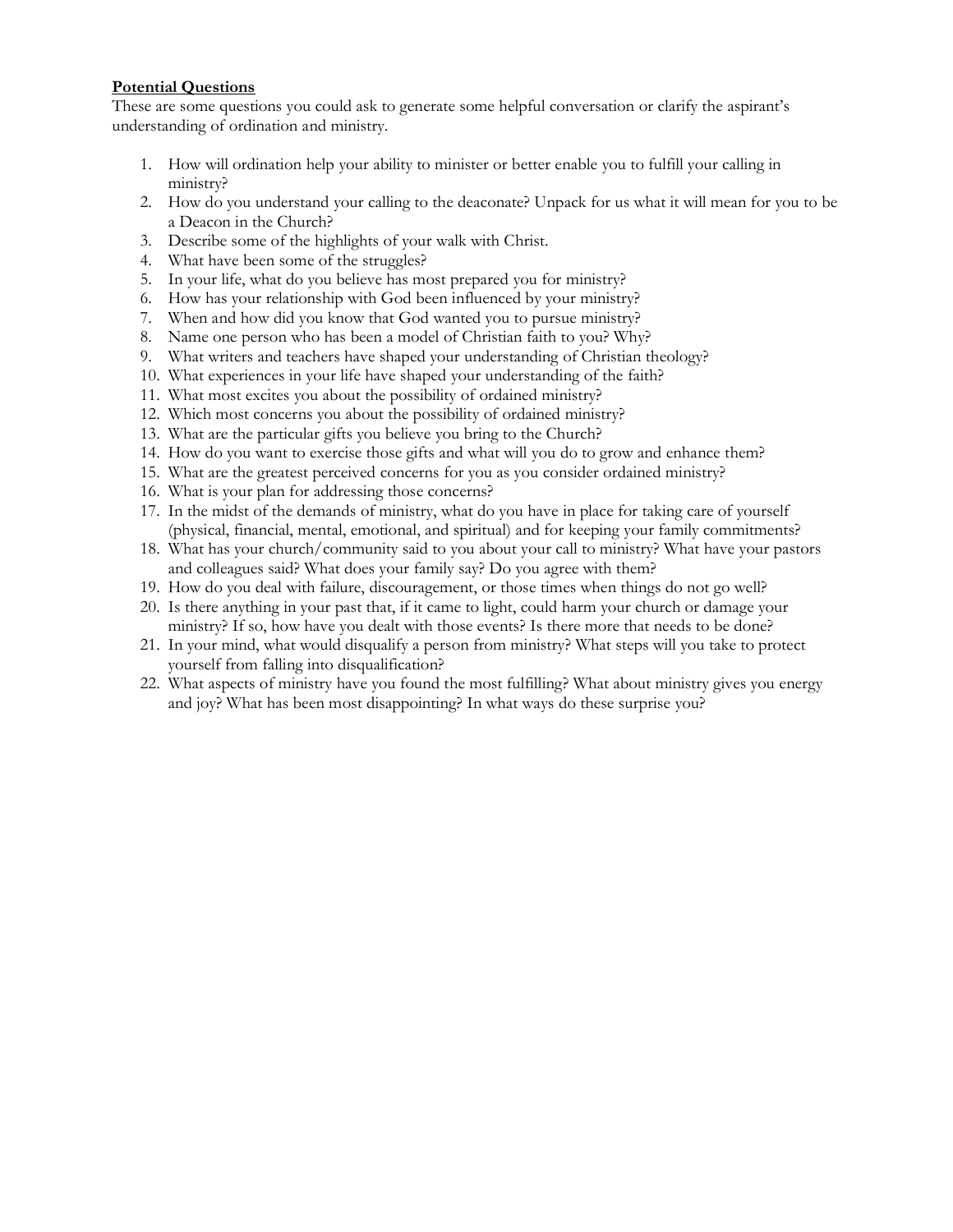**Potential Questions**

These are some questions you could ask to generate some helpful conversation or clarify the aspirant's understanding of ordination and ministry.

1. How will ordination help your ability to minister or better enable you to fulfill your calling in ministry?
2. How do you understand your calling to the deaconate? Unpack for us what it will mean for you to be a Deacon in the Church?
3. Describe some of the highlights of your walk with Christ.
4. What have been some of the struggles?
5. In your life, what do you believe has most prepared you for ministry?
6. How has your relationship with God been influenced by your ministry?
7. When and how did you know that God wanted you to pursue ministry?
8. Name one person who has been a model of Christian faith to you? Why?
9. What writers and teachers have shaped your understanding of Christian theology?
10. What experiences in your life have shaped your understanding of the faith?
11. What most excites you about the possibility of ordained ministry?
12. Which most concerns you about the possibility of ordained ministry?
13. What are the particular gifts you believe you bring to the Church?
14. How do you want to exercise those gifts and what will you do to grow and enhance them?
15. What are the greatest perceived concerns for you as you consider ordained ministry?
16. What is your plan for addressing those concerns?
17. In the midst of the demands of ministry, what do you have in place for taking care of yourself (physical, financial, mental, emotional, and spiritual) and for keeping your family commitments?
18. What has your church/community said to you about your call to ministry? What have your pastors and colleagues said? What does your family say? Do you agree with them?
19. How do you deal with failure, discouragement, or those times when things do not go well?
20. Is there anything in your past that, if it came to light, could harm your church or damage your ministry? If so, how have you dealt with those events? Is there more that needs to be done?
21. In your mind, what would disqualify a person from ministry? What steps will you take to protect yourself from falling into disqualification?
22. What aspects of ministry have you found the most fulfilling? What about ministry gives you energy and joy? What has been most disappointing? In what ways do these surprise you?